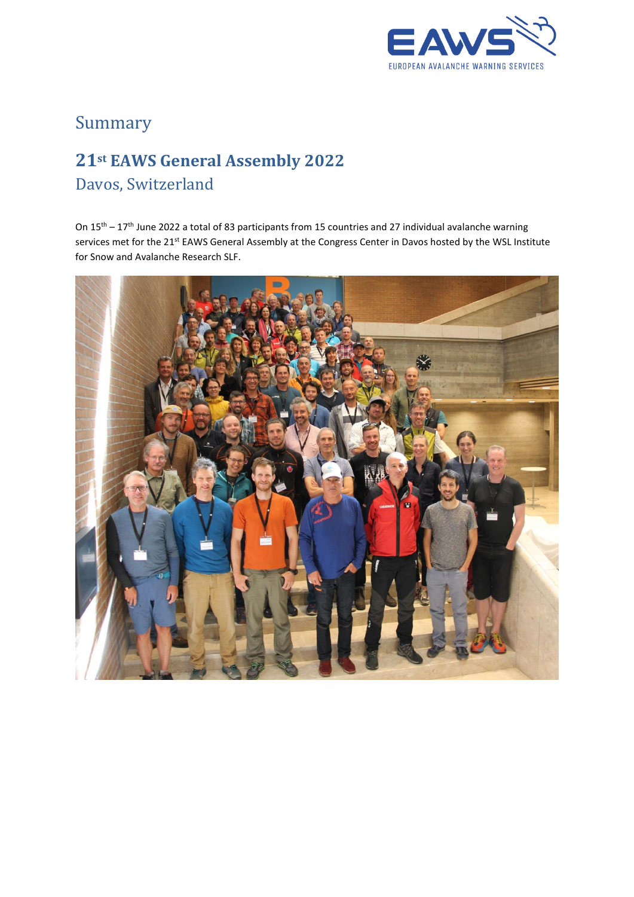# Summary

## 21st EAWS General Assembly 2022

### Davos, Switzerland

On 15th – 17th June 2022 a total of 83 participants from 15 countries and 27 individual avalanche warning services met for the 21st EAWS General Assembly at the Congress Center in Davos hosted by the WSL Institute for Snow and Avalanche Research SLF.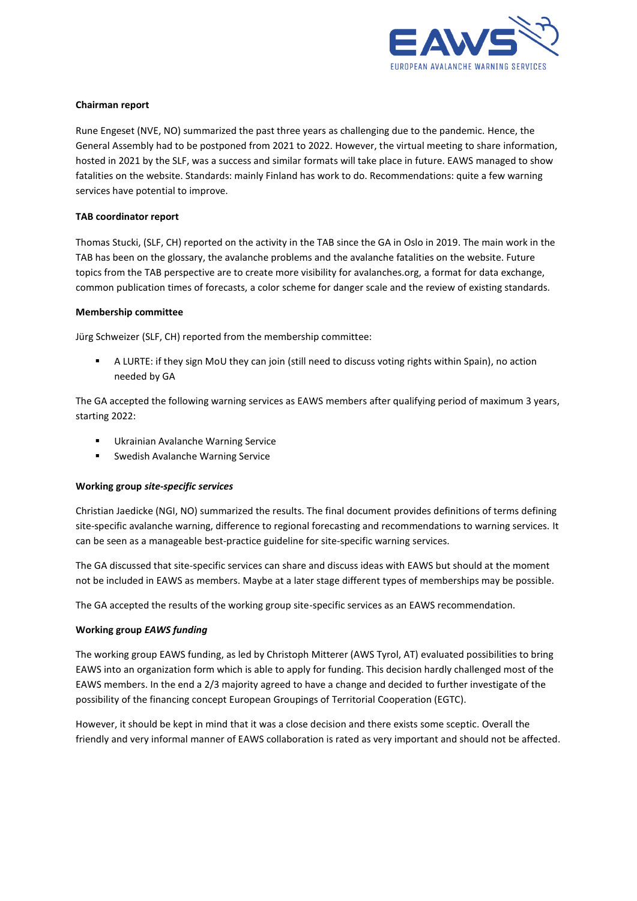**Chairman report**

Rune Engeset (NVE, NO) summarized the past three years as challenging due to the pandemic. Hence, the General Assembly had to be postponed from 2021 to 2022. However, the virtual meeting to share information, hosted in 2021 by the SLF, was a success and similar formats will take place in future. EAWS managed to show fatalities on the website. Standards: mainly Finland has work to do. Recommendations: quite a few warning services have potential to improve.

**TAB coordinator report**

Thomas Stucki, (SLF, CH) reported on the activity in the TAB since the GA in Oslo in 2019. The main work in the TAB has been on the glossary, the avalanche problems and the avalanche fatalities on the website. Future topics from the TAB perspective are to create more visibility for avalanches.org, a format for data exchange, common publication times of forecasts, a color scheme for danger scale and the review of existing standards.

**Membership committee**

Jürg Schweizer (SLF, CH) reported from the membership committee:

- A LURTE: if they sign MoU they can join (still need to discuss voting rights within Spain), no action needed by GA

The GA accepted the following warning services as EAWS members after qualifying period of maximum 3 years, starting 2022:

- Ukrainian Avalanche Warning Service
- Swedish Avalanche Warning Service

**Working group *site-specific services***

Christian Jaedicke (NGI, NO) summarized the results. The final document provides definitions of terms defining site-specific avalanche warning, difference to regional forecasting and recommendations to warning services. It can be seen as a manageable best-practice guideline for site-specific warning services.

The GA discussed that site-specific services can share and discuss ideas with EAWS but should at the moment not be included in EAWS as members. Maybe at a later stage different types of memberships may be possible.

The GA accepted the results of the working group site-specific services as an EAWS recommendation.

**Working group *EAWS funding***

The working group EAWS funding, as led by Christoph Mitterer (AWS Tyrol, AT) evaluated possibilities to bring EAWS into an organization form which is able to apply for funding. This decision hardly challenged most of the EAWS members. In the end a 2/3 majority agreed to have a change and decided to further investigate of the possibility of the financing concept European Groupings of Territorial Cooperation (EGTC).

However, it should be kept in mind that it was a close decision and there exists some sceptic. Overall the friendly and very informal manner of EAWS collaboration is rated as very important and should not be affected.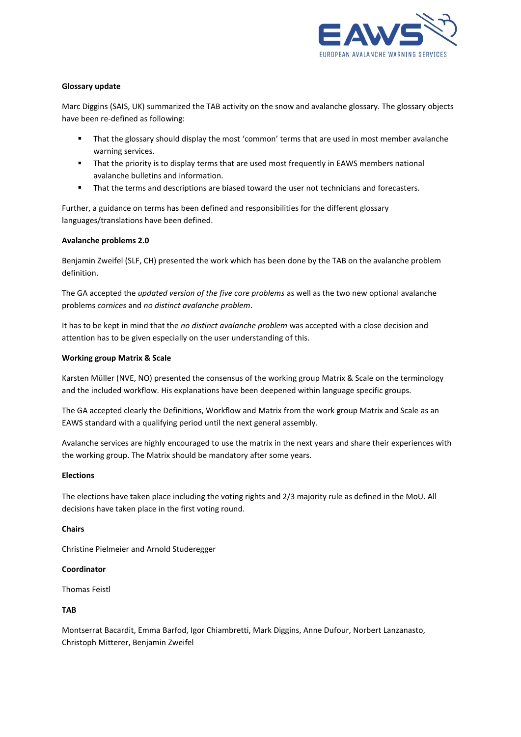**Glossary update**

Marc Diggins (SAIS, UK) summarized the TAB activity on the snow and avalanche glossary. The glossary objects have been re-defined as following:

- That the glossary should display the most 'common' terms that are used in most member avalanche warning services.
- That the priority is to display terms that are used most frequently in EAWS members national avalanche bulletins and information.
- That the terms and descriptions are biased toward the user not technicians and forecasters.

Further, a guidance on terms has been defined and responsibilities for the different glossary languages/translations have been defined.

**Avalanche problems 2.0**

Benjamin Zweifel (SLF, CH) presented the work which has been done by the TAB on the avalanche problem definition.

The GA accepted the *updated version of the five core problems* as well as the two new optional avalanche problems *cornices* and *no distinct avalanche problem*.

It has to be kept in mind that the *no distinct avalanche problem* was accepted with a close decision and attention has to be given especially on the user understanding of this.

**Working group Matrix & Scale**

Karsten Müller (NVE, NO) presented the consensus of the working group Matrix & Scale on the terminology and the included workflow. His explanations have been deepened within language specific groups.

The GA accepted clearly the Definitions, Workflow and Matrix from the work group Matrix and Scale as an EAWS standard with a qualifying period until the next general assembly.

Avalanche services are highly encouraged to use the matrix in the next years and share their experiences with the working group. The Matrix should be mandatory after some years.

**Elections**

The elections have taken place including the voting rights and 2/3 majority rule as defined in the MoU. All decisions have taken place in the first voting round.

**Chairs**

Christine Pielmeier and Arnold Studeregger

**Coordinator**

Thomas Feistl

**TAB**

Montserrat Bacardit, Emma Barfod, Igor Chiambretti, Mark Diggins, Anne Dufour, Norbert Lanzanasto, Christoph Mitterer, Benjamin Zweifel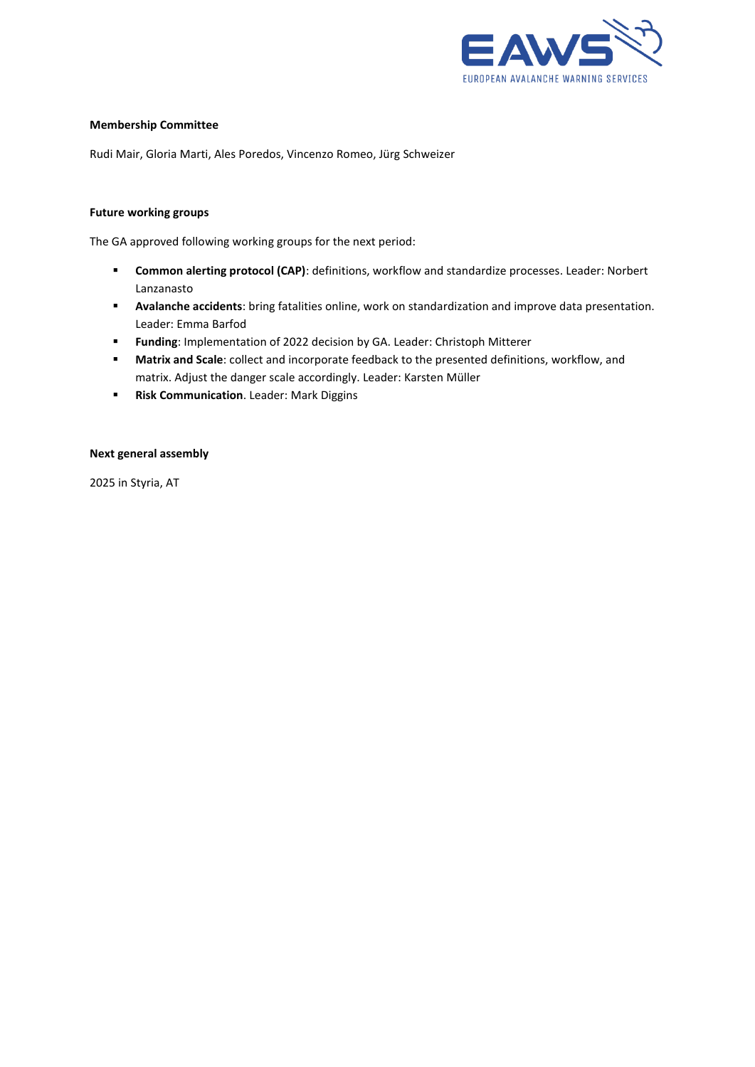**Membership Committee**

Rudi Mair, Gloria Marti, Ales Poredos, Vincenzo Romeo, Jürg Schweizer

**Future working groups**

The GA approved following working groups for the next period:

- **Common alerting protocol (CAP)**: definitions, workflow and standardize processes. Leader: Norbert Lanzanasto
- **Avalanche accidents**: bring fatalities online, work on standardization and improve data presentation. Leader: Emma Barfod
- **Funding**: Implementation of 2022 decision by GA. Leader: Christoph Mitterer
- **Matrix and Scale**: collect and incorporate feedback to the presented definitions, workflow, and matrix. Adjust the danger scale accordingly. Leader: Karsten Müller
- **Risk Communication**. Leader: Mark Diggins

**Next general assembly**

2025 in Styria, AT